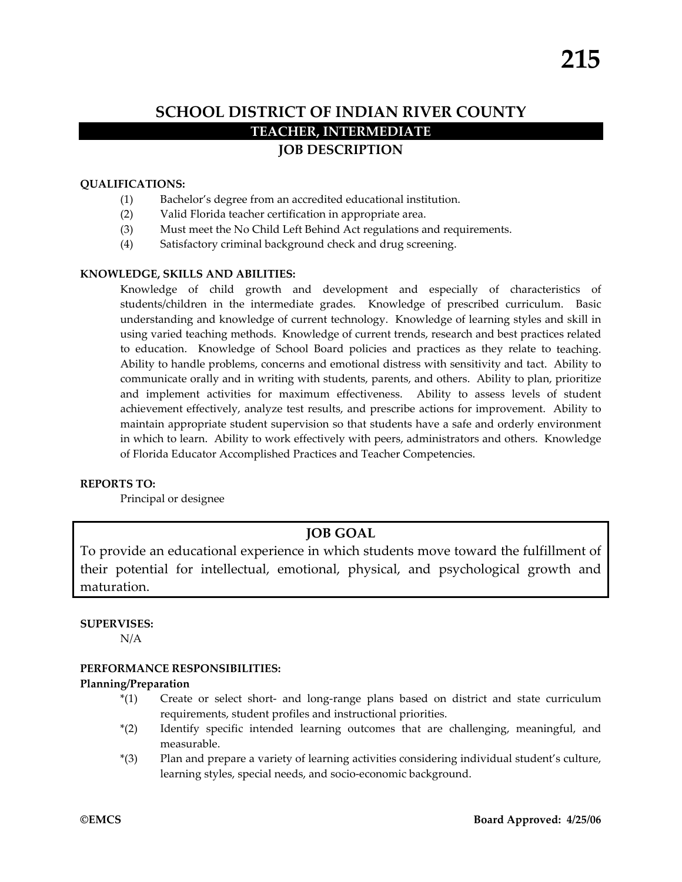# SCHOOL DISTRICT OF INDIAN RIVER COUNTY

## TEACHER, INTERMEDIATE

## JOB DESCRIPTION

**QUALIFICATIONS:**

(1) Bachelor's degree from an accredited educational institution.
(2) Valid Florida teacher certification in appropriate area.
(3) Must meet the No Child Left Behind Act regulations and requirements.
(4) Satisfactory criminal background check and drug screening.

**KNOWLEDGE, SKILLS AND ABILITIES:**

Knowledge of child growth and development and especially of characteristics of students/children in the intermediate grades. Knowledge of prescribed curriculum. Basic understanding and knowledge of current technology. Knowledge of learning styles and skill in using varied teaching methods. Knowledge of current trends, research and best practices related to education. Knowledge of School Board policies and practices as they relate to teaching. Ability to handle problems, concerns and emotional distress with sensitivity and tact. Ability to communicate orally and in writing with students, parents, and others. Ability to plan, prioritize and implement activities for maximum effectiveness. Ability to assess levels of student achievement effectively, analyze test results, and prescribe actions for improvement. Ability to maintain appropriate student supervision so that students have a safe and orderly environment in which to learn. Ability to work effectively with peers, administrators and others. Knowledge of Florida Educator Accomplished Practices and Teacher Competencies.

**REPORTS TO:**

Principal or designee

**JOB GOAL**

To provide an educational experience in which students move toward the fulfillment of their potential for intellectual, emotional, physical, and psychological growth and maturation.

**SUPERVISES:**

N/A

**PERFORMANCE RESPONSIBILITIES:**

**Planning/Preparation**

*(1) Create or select short- and long-range plans based on district and state curriculum requirements, student profiles and instructional priorities.
*(2) Identify specific intended learning outcomes that are challenging, meaningful, and measurable.
*(3) Plan and prepare a variety of learning activities considering individual student's culture, learning styles, special needs, and socio-economic background.

©EMCS Board Approved: 4/25/06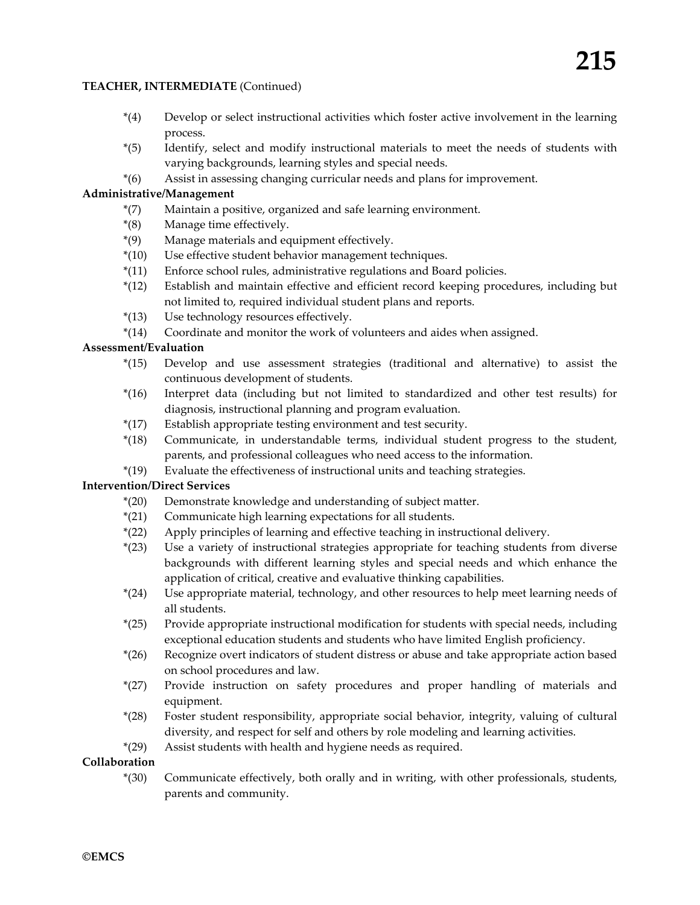**TEACHER, INTERMEDIATE** (Continued)

*(4) Develop or select instructional activities which foster active involvement in the learning process.

*(5) Identify, select and modify instructional materials to meet the needs of students with varying backgrounds, learning styles and special needs.

*(6) Assist in assessing changing curricular needs and plans for improvement.

**Administrative/Management**

*(7) Maintain a positive, organized and safe learning environment.

*(8) Manage time effectively.

*(9) Manage materials and equipment effectively.

*(10) Use effective student behavior management techniques.

*(11) Enforce school rules, administrative regulations and Board policies.

*(12) Establish and maintain effective and efficient record keeping procedures, including but not limited to, required individual student plans and reports.

*(13) Use technology resources effectively.

*(14) Coordinate and monitor the work of volunteers and aides when assigned.

**Assessment/Evaluation**

*(15) Develop and use assessment strategies (traditional and alternative) to assist the continuous development of students.

*(16) Interpret data (including but not limited to standardized and other test results) for diagnosis, instructional planning and program evaluation.

*(17) Establish appropriate testing environment and test security.

*(18) Communicate, in understandable terms, individual student progress to the student, parents, and professional colleagues who need access to the information.

*(19) Evaluate the effectiveness of instructional units and teaching strategies.

**Intervention/Direct Services**

*(20) Demonstrate knowledge and understanding of subject matter.

*(21) Communicate high learning expectations for all students.

*(22) Apply principles of learning and effective teaching in instructional delivery.

*(23) Use a variety of instructional strategies appropriate for teaching students from diverse backgrounds with different learning styles and special needs and which enhance the application of critical, creative and evaluative thinking capabilities.

*(24) Use appropriate material, technology, and other resources to help meet learning needs of all students.

*(25) Provide appropriate instructional modification for students with special needs, including exceptional education students and students who have limited English proficiency.

*(26) Recognize overt indicators of student distress or abuse and take appropriate action based on school procedures and law.

*(27) Provide instruction on safety procedures and proper handling of materials and equipment.

*(28) Foster student responsibility, appropriate social behavior, integrity, valuing of cultural diversity, and respect for self and others by role modeling and learning activities.

*(29) Assist students with health and hygiene needs as required.

**Collaboration**

*(30) Communicate effectively, both orally and in writing, with other professionals, students, parents and community.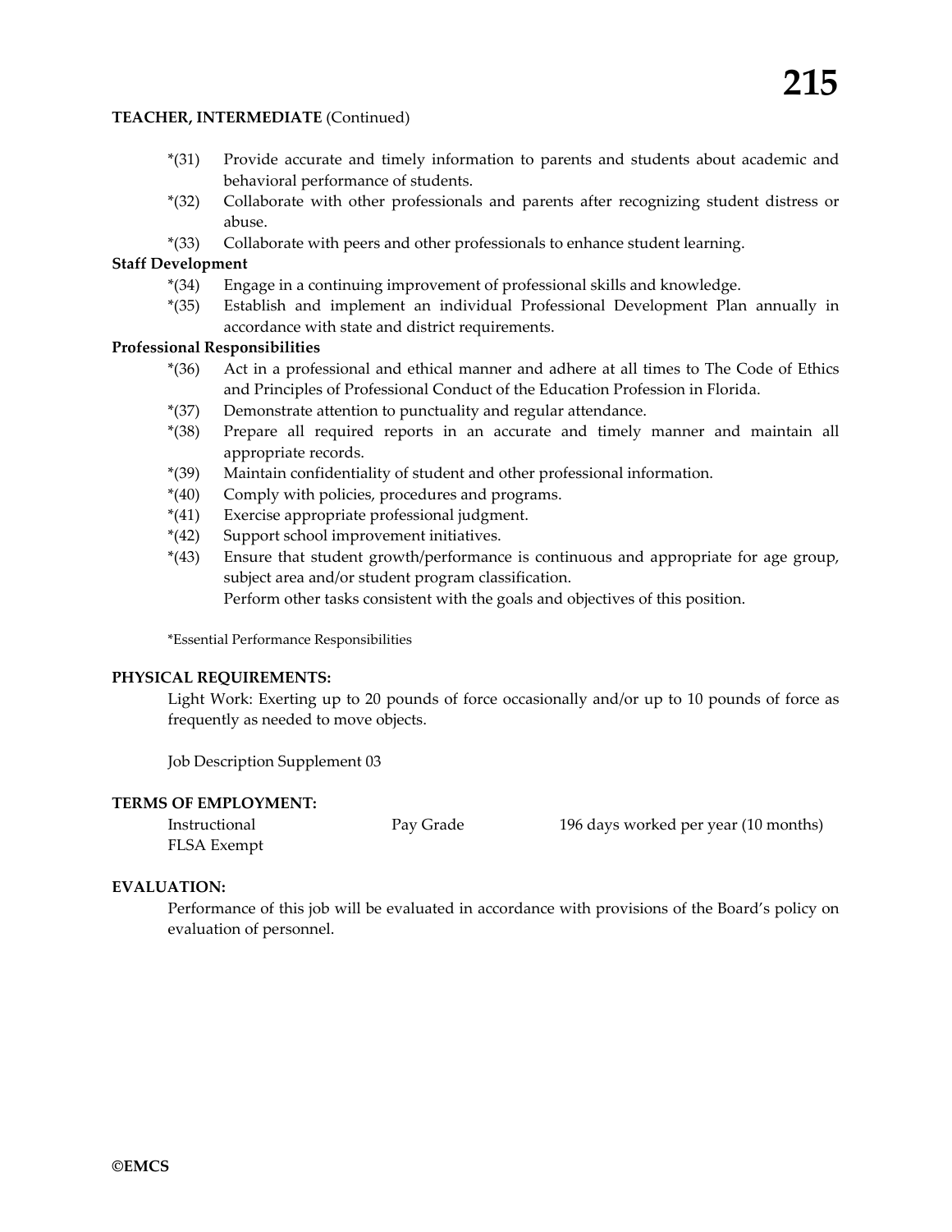**TEACHER, INTERMEDIATE** (Continued)

*(31) Provide accurate and timely information to parents and students about academic and behavioral performance of students.
*(32) Collaborate with other professionals and parents after recognizing student distress or abuse.
*(33) Collaborate with peers and other professionals to enhance student learning.

**Staff Development**

*(34) Engage in a continuing improvement of professional skills and knowledge.
*(35) Establish and implement an individual Professional Development Plan annually in accordance with state and district requirements.

**Professional Responsibilities**

*(36) Act in a professional and ethical manner and adhere at all times to The Code of Ethics and Principles of Professional Conduct of the Education Profession in Florida.
*(37) Demonstrate attention to punctuality and regular attendance.
*(38) Prepare all required reports in an accurate and timely manner and maintain all appropriate records.
*(39) Maintain confidentiality of student and other professional information.
*(40) Comply with policies, procedures and programs.
*(41) Exercise appropriate professional judgment.
*(42) Support school improvement initiatives.
*(43) Ensure that student growth/performance is continuous and appropriate for age group, subject area and/or student program classification.
Perform other tasks consistent with the goals and objectives of this position.

*Essential Performance Responsibilities

**PHYSICAL REQUIREMENTS:**

Light Work: Exerting up to 20 pounds of force occasionally and/or up to 10 pounds of force as frequently as needed to move objects.

Job Description Supplement 03

**TERMS OF EMPLOYMENT:**

| | | |
|---|---|---|
| Instructional | Pay Grade | 196 days worked per year (10 months) |
| FLSA Exempt | | |

**EVALUATION:**

Performance of this job will be evaluated in accordance with provisions of the Board's policy on evaluation of personnel.

©EMCS